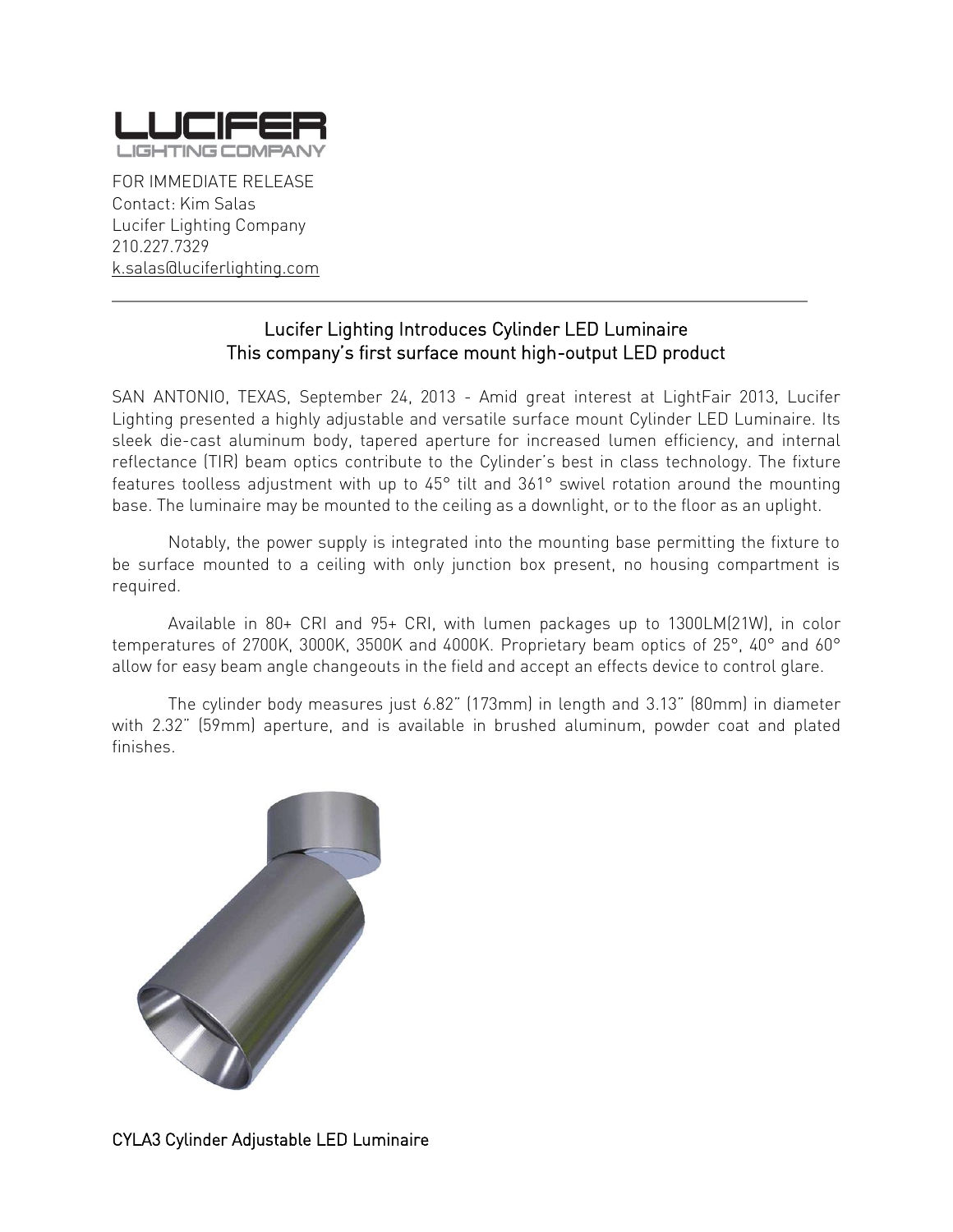**LUCIFER**
LIGHTING COMPANY

FOR IMMEDIATE RELEASE
Contact: Kim Salas
Lucifer Lighting Company
210.227.7329
k.salas@luciferlighting.com

---

## Lucifer Lighting Introduces Cylinder LED Luminaire
### This company's first surface mount high-output LED product

SAN ANTONIO, TEXAS, September 24, 2013 - Amid great interest at LightFair 2013, Lucifer Lighting presented a highly adjustable and versatile surface mount Cylinder LED Luminaire. Its sleek die-cast aluminum body, tapered aperture for increased lumen efficiency, and internal reflectance (TIR) beam optics contribute to the Cylinder's best in class technology. The fixture features toolless adjustment with up to 45° tilt and 361° swivel rotation around the mounting base. The luminaire may be mounted to the ceiling as a downlight, or to the floor as an uplight.

Notably, the power supply is integrated into the mounting base permitting the fixture to be surface mounted to a ceiling with only junction box present, no housing compartment is required.

Available in 80+ CRI and 95+ CRI, with lumen packages up to 1300LM(21W), in color temperatures of 2700K, 3000K, 3500K and 4000K. Proprietary beam optics of 25°, 40° and 60° allow for easy beam angle changeouts in the field and accept an effects device to control glare.

The cylinder body measures just 6.82" (173mm) in length and 3.13" (80mm) in diameter with 2.32" (59mm) aperture, and is available in brushed aluminum, powder coat and plated finishes.

CYLA3 Cylinder Adjustable LED Luminaire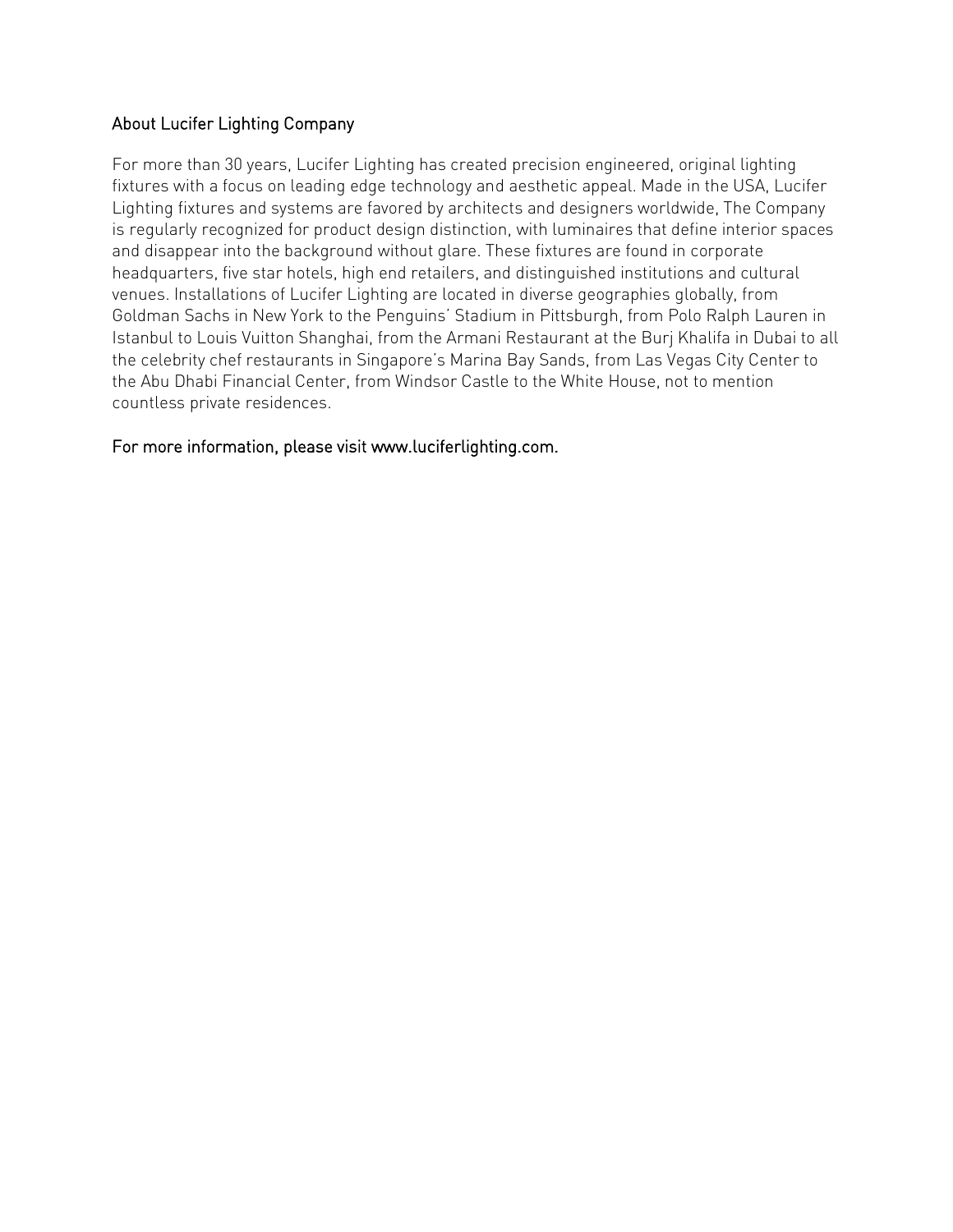## About Lucifer Lighting Company

For more than 30 years, Lucifer Lighting has created precision engineered, original lighting fixtures with a focus on leading edge technology and aesthetic appeal. Made in the USA, Lucifer Lighting fixtures and systems are favored by architects and designers worldwide, The Company is regularly recognized for product design distinction, with luminaires that define interior spaces and disappear into the background without glare. These fixtures are found in corporate headquarters, five star hotels, high end retailers, and distinguished institutions and cultural venues. Installations of Lucifer Lighting are located in diverse geographies globally, from Goldman Sachs in New York to the Penguins' Stadium in Pittsburgh, from Polo Ralph Lauren in Istanbul to Louis Vuitton Shanghai, from the Armani Restaurant at the Burj Khalifa in Dubai to all the celebrity chef restaurants in Singapore's Marina Bay Sands, from Las Vegas City Center to the Abu Dhabi Financial Center, from Windsor Castle to the White House, not to mention countless private residences.

For more information, please visit www.luciferlighting.com.